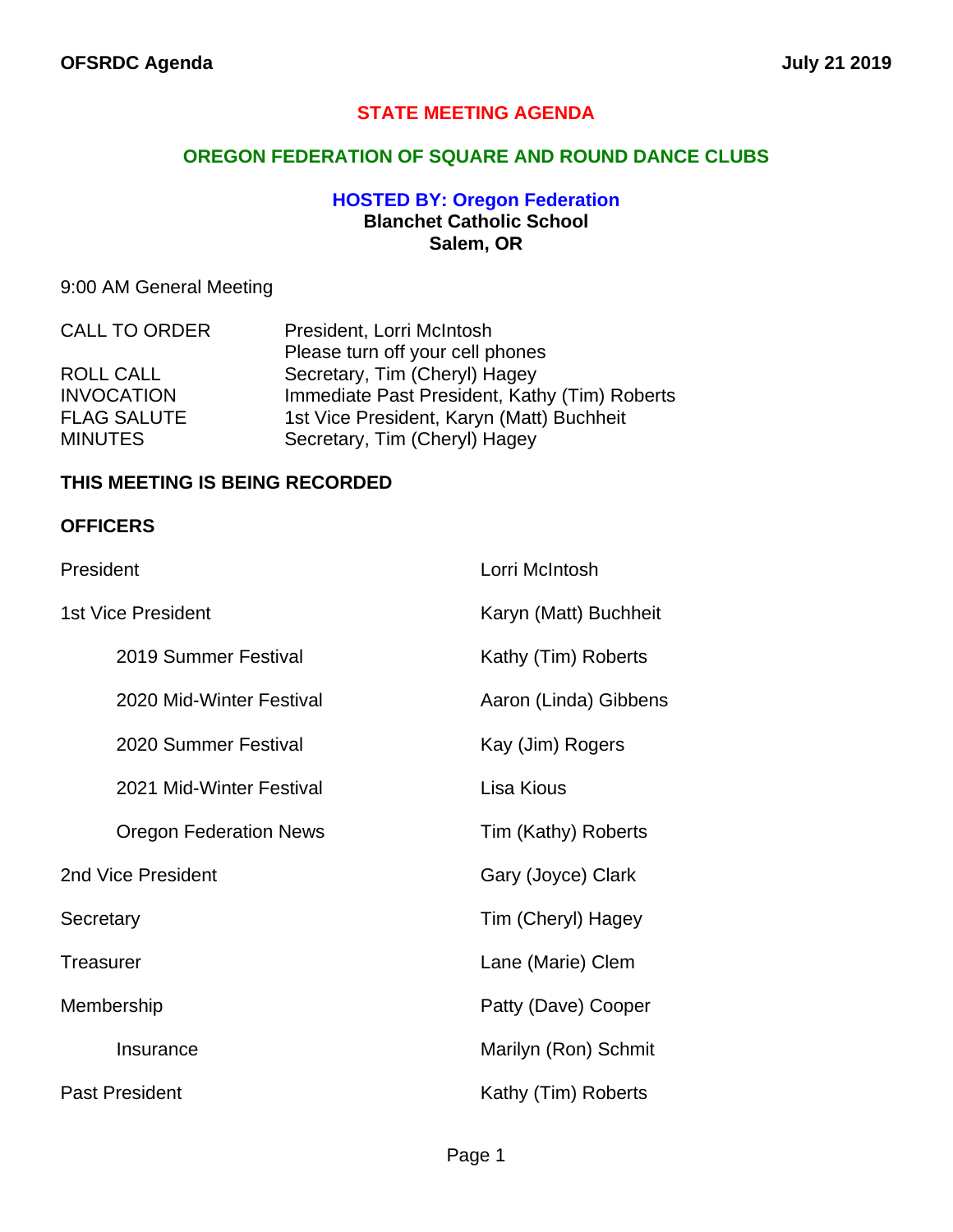# STATE MEETING AGENDA

## OREGON FEDERATION OF SQUARE AND ROUND DANCE CLUBS

### HOSTED BY: Oregon Federation

**Blanchet Catholic School**
**Salem, OR**

9:00 AM General Meeting

| | |
|---|---|
| CALL TO ORDER | President, Lorri McIntosh<br>Please turn off your cell phones |
| ROLL CALL | Secretary, Tim (Cheryl) Hagey |
| INVOCATION | Immediate Past President, Kathy (Tim) Roberts |
| FLAG SALUTE | 1st Vice President, Karyn (Matt) Buchheit |
| MINUTES | Secretary, Tim (Cheryl) Hagey |

**THIS MEETING IS BEING RECORDED**

**OFFICERS**

| | |
|---|---|
| President | Lorri McIntosh |
| 1st Vice President | Karyn (Matt) Buchheit |
| 2019 Summer Festival | Kathy (Tim) Roberts |
| 2020 Mid-Winter Festival | Aaron (Linda) Gibbens |
| 2020 Summer Festival | Kay (Jim) Rogers |
| 2021 Mid-Winter Festival | Lisa Kious |
| Oregon Federation News | Tim (Kathy) Roberts |
| 2nd Vice President | Gary (Joyce) Clark |
| Secretary | Tim (Cheryl) Hagey |
| Treasurer | Lane (Marie) Clem |
| Membership | Patty (Dave) Cooper |
| Insurance | Marilyn (Ron) Schmit |
| Past President | Kathy (Tim) Roberts |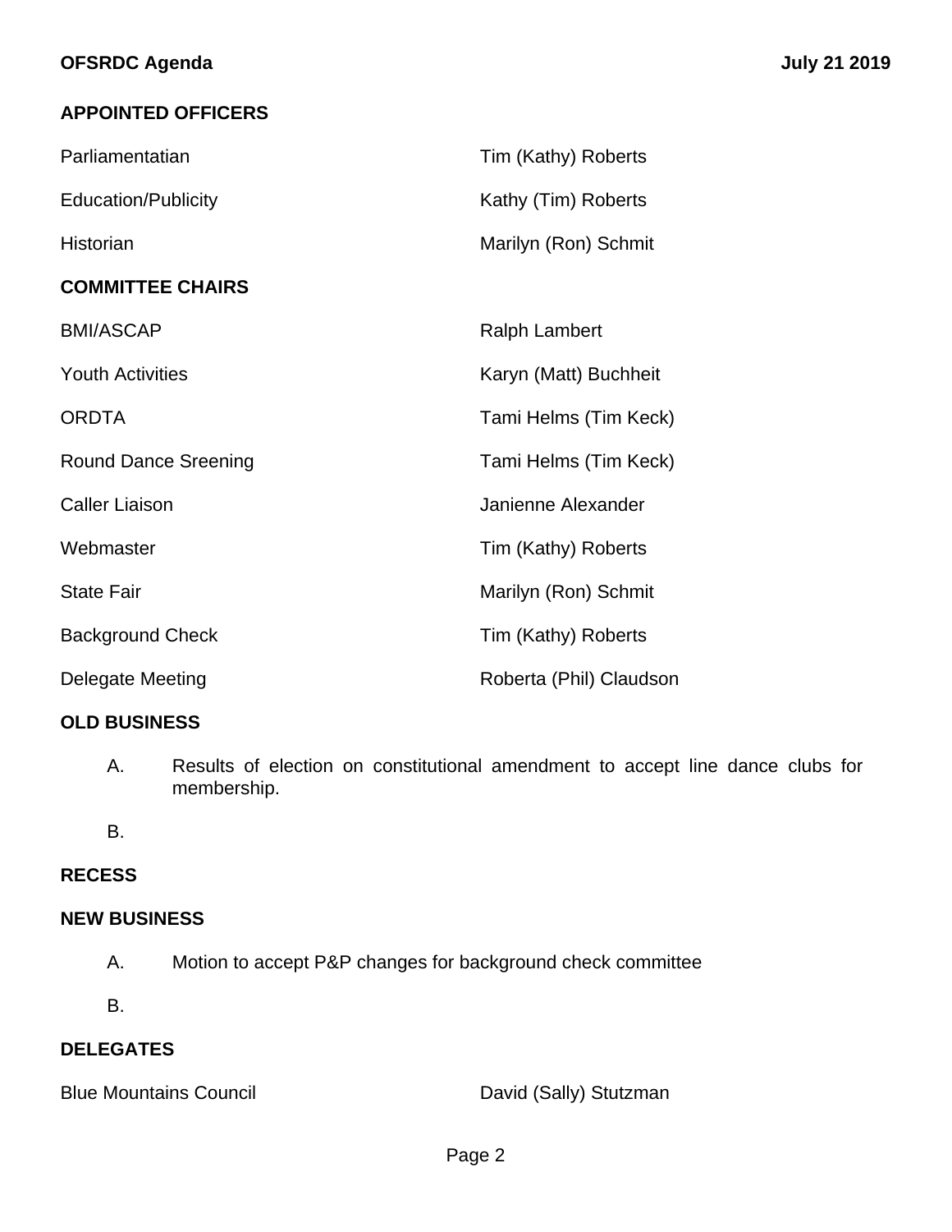## APPOINTED OFFICERS

| | |
|---|---|
| Parliamentatian | Tim (Kathy) Roberts |
| Education/Publicity | Kathy (Tim) Roberts |
| Historian | Marilyn (Ron) Schmit |

## COMMITTEE CHAIRS

| | |
|---|---|
| BMI/ASCAP | Ralph Lambert |
| Youth Activities | Karyn (Matt) Buchheit |
| ORDTA | Tami Helms (Tim Keck) |
| Round Dance Sreening | Tami Helms (Tim Keck) |
| Caller Liaison | Janienne Alexander |
| Webmaster | Tim (Kathy) Roberts |
| State Fair | Marilyn (Ron) Schmit |
| Background Check | Tim (Kathy) Roberts |
| Delegate Meeting | Roberta (Phil) Claudson |

## OLD BUSINESS

A. Results of election on constitutional amendment to accept line dance clubs for membership.

B.

## RECESS

## NEW BUSINESS

A. Motion to accept P&P changes for background check committee

B.

## DELEGATES

| | |
|---|---|
| Blue Mountains Council | David (Sally) Stutzman |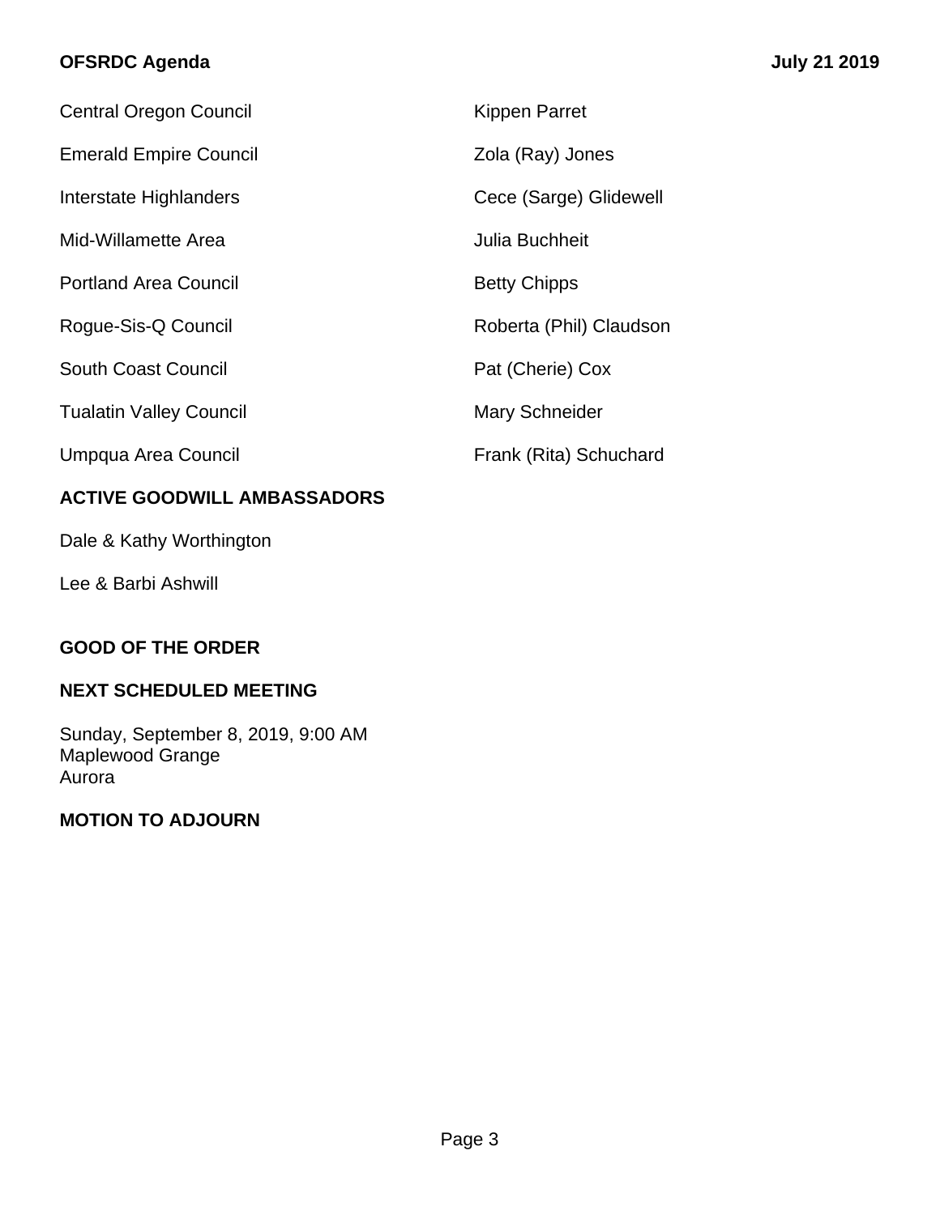| | |
|---|---|
| Central Oregon Council | Kippen Parret |
| Emerald Empire Council | Zola (Ray) Jones |
| Interstate Highlanders | Cece (Sarge) Glidewell |
| Mid-Willamette Area | Julia Buchheit |
| Portland Area Council | Betty Chipps |
| Rogue-Sis-Q Council | Roberta (Phil) Claudson |
| South Coast Council | Pat (Cherie) Cox |
| Tualatin Valley Council | Mary Schneider |
| Umpqua Area Council | Frank (Rita) Schuchard |

**ACTIVE GOODWILL AMBASSADORS**

Dale & Kathy Worthington

Lee & Barbi Ashwill

**GOOD OF THE ORDER**

**NEXT SCHEDULED MEETING**

Sunday, September 8, 2019, 9:00 AM
Maplewood Grange
Aurora

**MOTION TO ADJOURN**